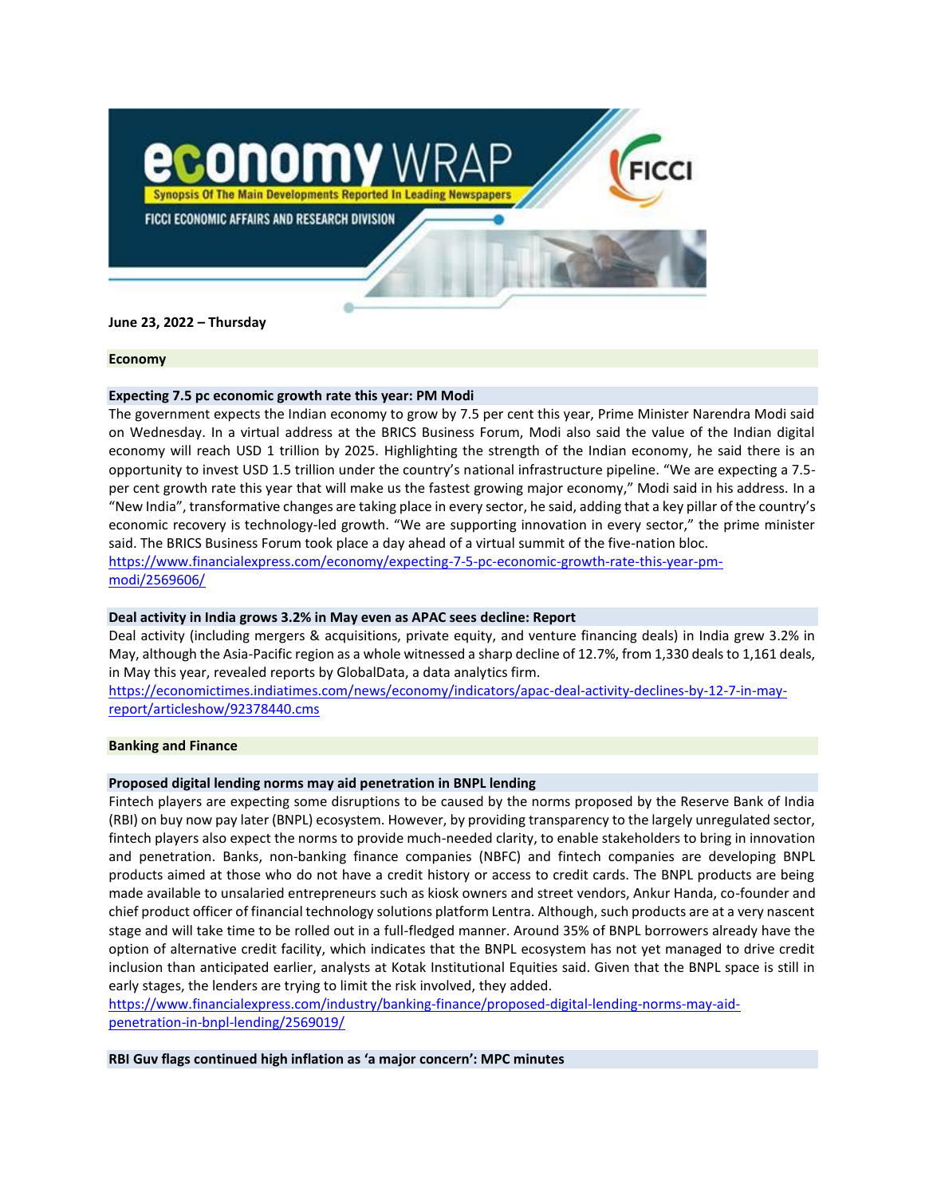# economy WRAP

Synopsis Of The Main Developments Reported In Leading Newspapers

FICCI ECONOMIC AFFAIRS AND RESEARCH DIVISION

FICCI

**June 23, 2022 – Thursday**

## Economy

### Expecting 7.5 pc economic growth rate this year: PM Modi

The government expects the Indian economy to grow by 7.5 per cent this year, Prime Minister Narendra Modi said on Wednesday. In a virtual address at the BRICS Business Forum, Modi also said the value of the Indian digital economy will reach USD 1 trillion by 2025. Highlighting the strength of the Indian economy, he said there is an opportunity to invest USD 1.5 trillion under the country's national infrastructure pipeline. "We are expecting a 7.5-per cent growth rate this year that will make us the fastest growing major economy," Modi said in his address. In a "New India", transformative changes are taking place in every sector, he said, adding that a key pillar of the country's economic recovery is technology-led growth. "We are supporting innovation in every sector," the prime minister said. The BRICS Business Forum took place a day ahead of a virtual summit of the five-nation bloc.
https://www.financialexpress.com/economy/expecting-7-5-pc-economic-growth-rate-this-year-pm-modi/2569606/

### Deal activity in India grows 3.2% in May even as APAC sees decline: Report

Deal activity (including mergers & acquisitions, private equity, and venture financing deals) in India grew 3.2% in May, although the Asia-Pacific region as a whole witnessed a sharp decline of 12.7%, from 1,330 deals to 1,161 deals, in May this year, revealed reports by GlobalData, a data analytics firm.
https://economictimes.indiatimes.com/news/economy/indicators/apac-deal-activity-declines-by-12-7-in-may-report/articleshow/92378440.cms

## Banking and Finance

### Proposed digital lending norms may aid penetration in BNPL lending

Fintech players are expecting some disruptions to be caused by the norms proposed by the Reserve Bank of India (RBI) on buy now pay later (BNPL) ecosystem. However, by providing transparency to the largely unregulated sector, fintech players also expect the norms to provide much-needed clarity, to enable stakeholders to bring in innovation and penetration. Banks, non-banking finance companies (NBFC) and fintech companies are developing BNPL products aimed at those who do not have a credit history or access to credit cards. The BNPL products are being made available to unsalaried entrepreneurs such as kiosk owners and street vendors, Ankur Handa, co-founder and chief product officer of financial technology solutions platform Lentra. Although, such products are at a very nascent stage and will take time to be rolled out in a full-fledged manner. Around 35% of BNPL borrowers already have the option of alternative credit facility, which indicates that the BNPL ecosystem has not yet managed to drive credit inclusion than anticipated earlier, analysts at Kotak Institutional Equities said. Given that the BNPL space is still in early stages, the lenders are trying to limit the risk involved, they added.
https://www.financialexpress.com/industry/banking-finance/proposed-digital-lending-norms-may-aid-penetration-in-bnpl-lending/2569019/

### RBI Guv flags continued high inflation as 'a major concern': MPC minutes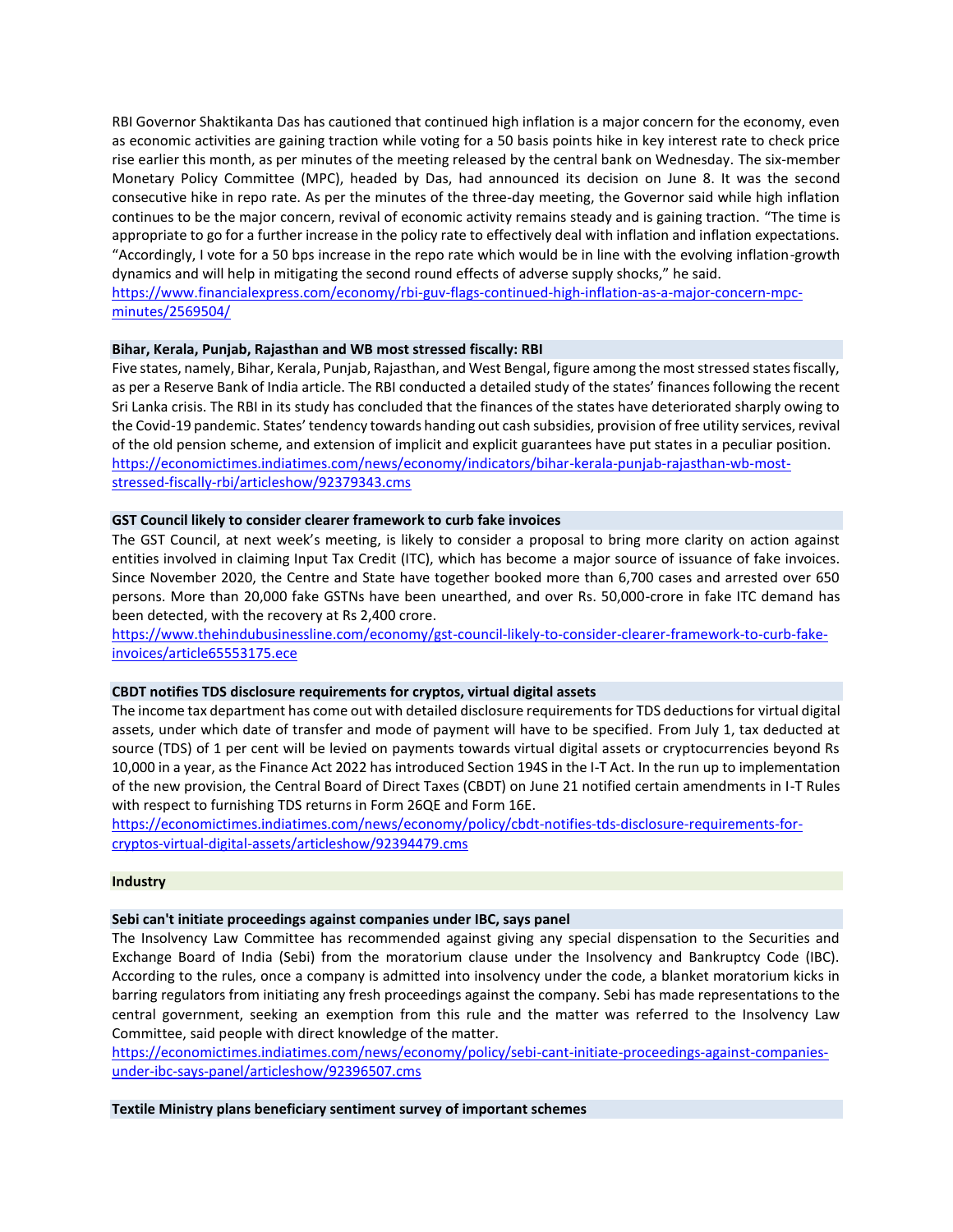RBI Governor Shaktikanta Das has cautioned that continued high inflation is a major concern for the economy, even as economic activities are gaining traction while voting for a 50 basis points hike in key interest rate to check price rise earlier this month, as per minutes of the meeting released by the central bank on Wednesday. The six-member Monetary Policy Committee (MPC), headed by Das, had announced its decision on June 8. It was the second consecutive hike in repo rate. As per the minutes of the three-day meeting, the Governor said while high inflation continues to be the major concern, revival of economic activity remains steady and is gaining traction. "The time is appropriate to go for a further increase in the policy rate to effectively deal with inflation and inflation expectations. "Accordingly, I vote for a 50 bps increase in the repo rate which would be in line with the evolving inflation-growth dynamics and will help in mitigating the second round effects of adverse supply shocks," he said.
https://www.financialexpress.com/economy/rbi-guv-flags-continued-high-inflation-as-a-major-concern-mpc-minutes/2569504/

**Bihar, Kerala, Punjab, Rajasthan and WB most stressed fiscally: RBI**

Five states, namely, Bihar, Kerala, Punjab, Rajasthan, and West Bengal, figure among the most stressed states fiscally, as per a Reserve Bank of India article. The RBI conducted a detailed study of the states' finances following the recent Sri Lanka crisis. The RBI in its study has concluded that the finances of the states have deteriorated sharply owing to the Covid-19 pandemic. States' tendency towards handing out cash subsidies, provision of free utility services, revival of the old pension scheme, and extension of implicit and explicit guarantees have put states in a peculiar position.
https://economictimes.indiatimes.com/news/economy/indicators/bihar-kerala-punjab-rajasthan-wb-most-stressed-fiscally-rbi/articleshow/92379343.cms

**GST Council likely to consider clearer framework to curb fake invoices**

The GST Council, at next week's meeting, is likely to consider a proposal to bring more clarity on action against entities involved in claiming Input Tax Credit (ITC), which has become a major source of issuance of fake invoices. Since November 2020, the Centre and State have together booked more than 6,700 cases and arrested over 650 persons. More than 20,000 fake GSTNs have been unearthed, and over Rs. 50,000-crore in fake ITC demand has been detected, with the recovery at Rs 2,400 crore.
https://www.thehindubusinessline.com/economy/gst-council-likely-to-consider-clearer-framework-to-curb-fake-invoices/article65553175.ece

**CBDT notifies TDS disclosure requirements for cryptos, virtual digital assets**

The income tax department has come out with detailed disclosure requirements for TDS deductions for virtual digital assets, under which date of transfer and mode of payment will have to be specified. From July 1, tax deducted at source (TDS) of 1 per cent will be levied on payments towards virtual digital assets or cryptocurrencies beyond Rs 10,000 in a year, as the Finance Act 2022 has introduced Section 194S in the I-T Act. In the run up to implementation of the new provision, the Central Board of Direct Taxes (CBDT) on June 21 notified certain amendments in I-T Rules with respect to furnishing TDS returns in Form 26QE and Form 16E.
https://economictimes.indiatimes.com/news/economy/policy/cbdt-notifies-tds-disclosure-requirements-for-cryptos-virtual-digital-assets/articleshow/92394479.cms

## Industry

**Sebi can't initiate proceedings against companies under IBC, says panel**

The Insolvency Law Committee has recommended against giving any special dispensation to the Securities and Exchange Board of India (Sebi) from the moratorium clause under the Insolvency and Bankruptcy Code (IBC). According to the rules, once a company is admitted into insolvency under the code, a blanket moratorium kicks in barring regulators from initiating any fresh proceedings against the company. Sebi has made representations to the central government, seeking an exemption from this rule and the matter was referred to the Insolvency Law Committee, said people with direct knowledge of the matter.
https://economictimes.indiatimes.com/news/economy/policy/sebi-cant-initiate-proceedings-against-companies-under-ibc-says-panel/articleshow/92396507.cms

**Textile Ministry plans beneficiary sentiment survey of important schemes**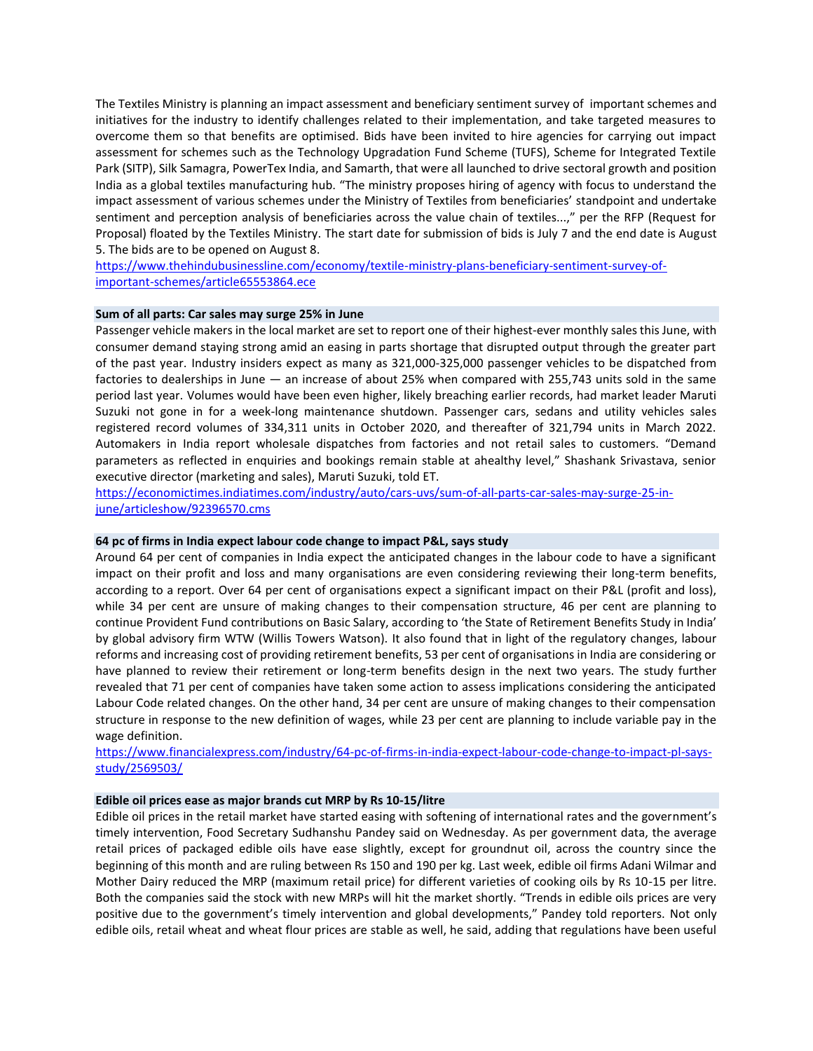The Textiles Ministry is planning an impact assessment and beneficiary sentiment survey of important schemes and initiatives for the industry to identify challenges related to their implementation, and take targeted measures to overcome them so that benefits are optimised. Bids have been invited to hire agencies for carrying out impact assessment for schemes such as the Technology Upgradation Fund Scheme (TUFS), Scheme for Integrated Textile Park (SITP), Silk Samagra, PowerTex India, and Samarth, that were all launched to drive sectoral growth and position India as a global textiles manufacturing hub. "The ministry proposes hiring of agency with focus to understand the impact assessment of various schemes under the Ministry of Textiles from beneficiaries' standpoint and undertake sentiment and perception analysis of beneficiaries across the value chain of textiles...," per the RFP (Request for Proposal) floated by the Textiles Ministry. The start date for submission of bids is July 7 and the end date is August 5. The bids are to be opened on August 8.
https://www.thehindubusinessline.com/economy/textile-ministry-plans-beneficiary-sentiment-survey-of-important-schemes/article65553864.ece

**Sum of all parts: Car sales may surge 25% in June**

Passenger vehicle makers in the local market are set to report one of their highest-ever monthly sales this June, with consumer demand staying strong amid an easing in parts shortage that disrupted output through the greater part of the past year. Industry insiders expect as many as 321,000-325,000 passenger vehicles to be dispatched from factories to dealerships in June — an increase of about 25% when compared with 255,743 units sold in the same period last year. Volumes would have been even higher, likely breaching earlier records, had market leader Maruti Suzuki not gone in for a week-long maintenance shutdown. Passenger cars, sedans and utility vehicles sales registered record volumes of 334,311 units in October 2020, and thereafter of 321,794 units in March 2022. Automakers in India report wholesale dispatches from factories and not retail sales to customers. "Demand parameters as reflected in enquiries and bookings remain stable at ahealthy level," Shashank Srivastava, senior executive director (marketing and sales), Maruti Suzuki, told ET.
https://economictimes.indiatimes.com/industry/auto/cars-uvs/sum-of-all-parts-car-sales-may-surge-25-in-june/articleshow/92396570.cms

**64 pc of firms in India expect labour code change to impact P&L, says study**

Around 64 per cent of companies in India expect the anticipated changes in the labour code to have a significant impact on their profit and loss and many organisations are even considering reviewing their long-term benefits, according to a report. Over 64 per cent of organisations expect a significant impact on their P&L (profit and loss), while 34 per cent are unsure of making changes to their compensation structure, 46 per cent are planning to continue Provident Fund contributions on Basic Salary, according to 'the State of Retirement Benefits Study in India' by global advisory firm WTW (Willis Towers Watson). It also found that in light of the regulatory changes, labour reforms and increasing cost of providing retirement benefits, 53 per cent of organisations in India are considering or have planned to review their retirement or long-term benefits design in the next two years. The study further revealed that 71 per cent of companies have taken some action to assess implications considering the anticipated Labour Code related changes. On the other hand, 34 per cent are unsure of making changes to their compensation structure in response to the new definition of wages, while 23 per cent are planning to include variable pay in the wage definition.
https://www.financialexpress.com/industry/64-pc-of-firms-in-india-expect-labour-code-change-to-impact-pl-says-study/2569503/

**Edible oil prices ease as major brands cut MRP by Rs 10-15/litre**

Edible oil prices in the retail market have started easing with softening of international rates and the government's timely intervention, Food Secretary Sudhanshu Pandey said on Wednesday. As per government data, the average retail prices of packaged edible oils have ease slightly, except for groundnut oil, across the country since the beginning of this month and are ruling between Rs 150 and 190 per kg. Last week, edible oil firms Adani Wilmar and Mother Dairy reduced the MRP (maximum retail price) for different varieties of cooking oils by Rs 10-15 per litre. Both the companies said the stock with new MRPs will hit the market shortly. "Trends in edible oils prices are very positive due to the government's timely intervention and global developments," Pandey told reporters. Not only edible oils, retail wheat and wheat flour prices are stable as well, he said, adding that regulations have been useful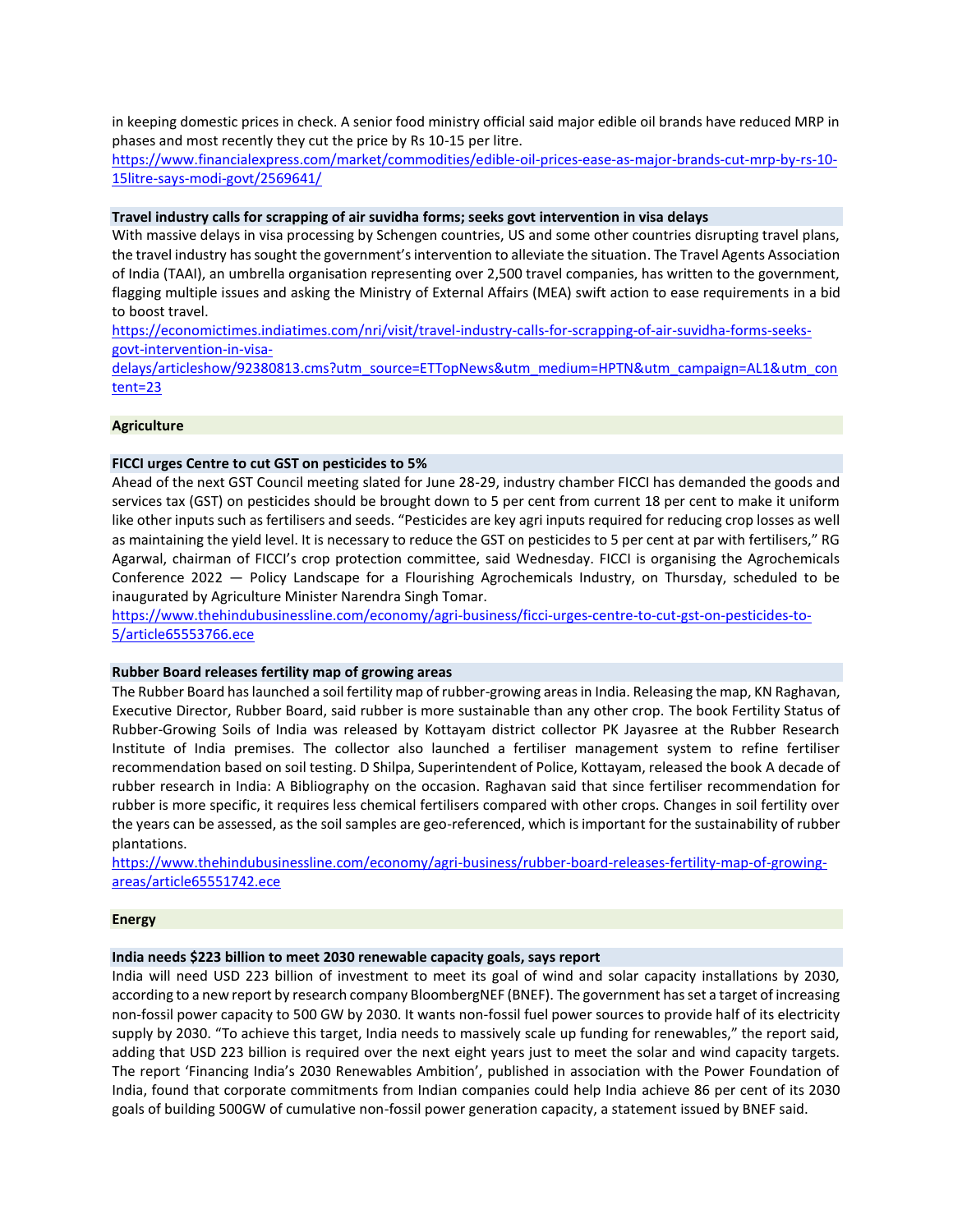in keeping domestic prices in check. A senior food ministry official said major edible oil brands have reduced MRP in phases and most recently they cut the price by Rs 10-15 per litre.
https://www.financialexpress.com/market/commodities/edible-oil-prices-ease-as-major-brands-cut-mrp-by-rs-10-15litre-says-modi-govt/2569641/

### Travel industry calls for scrapping of air suvidha forms; seeks govt intervention in visa delays

With massive delays in visa processing by Schengen countries, US and some other countries disrupting travel plans, the travel industry has sought the government's intervention to alleviate the situation. The Travel Agents Association of India (TAAI), an umbrella organisation representing over 2,500 travel companies, has written to the government, flagging multiple issues and asking the Ministry of External Affairs (MEA) swift action to ease requirements in a bid to boost travel.
https://economictimes.indiatimes.com/nri/visit/travel-industry-calls-for-scrapping-of-air-suvidha-forms-seeks-govt-intervention-in-visa-delays/articleshow/92380813.cms?utm_source=ETTopNews&utm_medium=HPTN&utm_campaign=AL1&utm_content=23

## Agriculture

### FICCI urges Centre to cut GST on pesticides to 5%

Ahead of the next GST Council meeting slated for June 28-29, industry chamber FICCI has demanded the goods and services tax (GST) on pesticides should be brought down to 5 per cent from current 18 per cent to make it uniform like other inputs such as fertilisers and seeds. "Pesticides are key agri inputs required for reducing crop losses as well as maintaining the yield level. It is necessary to reduce the GST on pesticides to 5 per cent at par with fertilisers," RG Agarwal, chairman of FICCI's crop protection committee, said Wednesday. FICCI is organising the Agrochemicals Conference 2022 — Policy Landscape for a Flourishing Agrochemicals Industry, on Thursday, scheduled to be inaugurated by Agriculture Minister Narendra Singh Tomar.
https://www.thehindubusinessline.com/economy/agri-business/ficci-urges-centre-to-cut-gst-on-pesticides-to-5/article65553766.ece

### Rubber Board releases fertility map of growing areas

The Rubber Board has launched a soil fertility map of rubber-growing areas in India. Releasing the map, KN Raghavan, Executive Director, Rubber Board, said rubber is more sustainable than any other crop. The book Fertility Status of Rubber-Growing Soils of India was released by Kottayam district collector PK Jayasree at the Rubber Research Institute of India premises. The collector also launched a fertiliser management system to refine fertiliser recommendation based on soil testing. D Shilpa, Superintendent of Police, Kottayam, released the book A decade of rubber research in India: A Bibliography on the occasion. Raghavan said that since fertiliser recommendation for rubber is more specific, it requires less chemical fertilisers compared with other crops. Changes in soil fertility over the years can be assessed, as the soil samples are geo-referenced, which is important for the sustainability of rubber plantations.
https://www.thehindubusinessline.com/economy/agri-business/rubber-board-releases-fertility-map-of-growing-areas/article65551742.ece

## Energy

### India needs $223 billion to meet 2030 renewable capacity goals, says report

India will need USD 223 billion of investment to meet its goal of wind and solar capacity installations by 2030, according to a new report by research company BloombergNEF (BNEF). The government has set a target of increasing non-fossil power capacity to 500 GW by 2030. It wants non-fossil fuel power sources to provide half of its electricity supply by 2030. "To achieve this target, India needs to massively scale up funding for renewables," the report said, adding that USD 223 billion is required over the next eight years just to meet the solar and wind capacity targets. The report 'Financing India's 2030 Renewables Ambition', published in association with the Power Foundation of India, found that corporate commitments from Indian companies could help India achieve 86 per cent of its 2030 goals of building 500GW of cumulative non-fossil power generation capacity, a statement issued by BNEF said.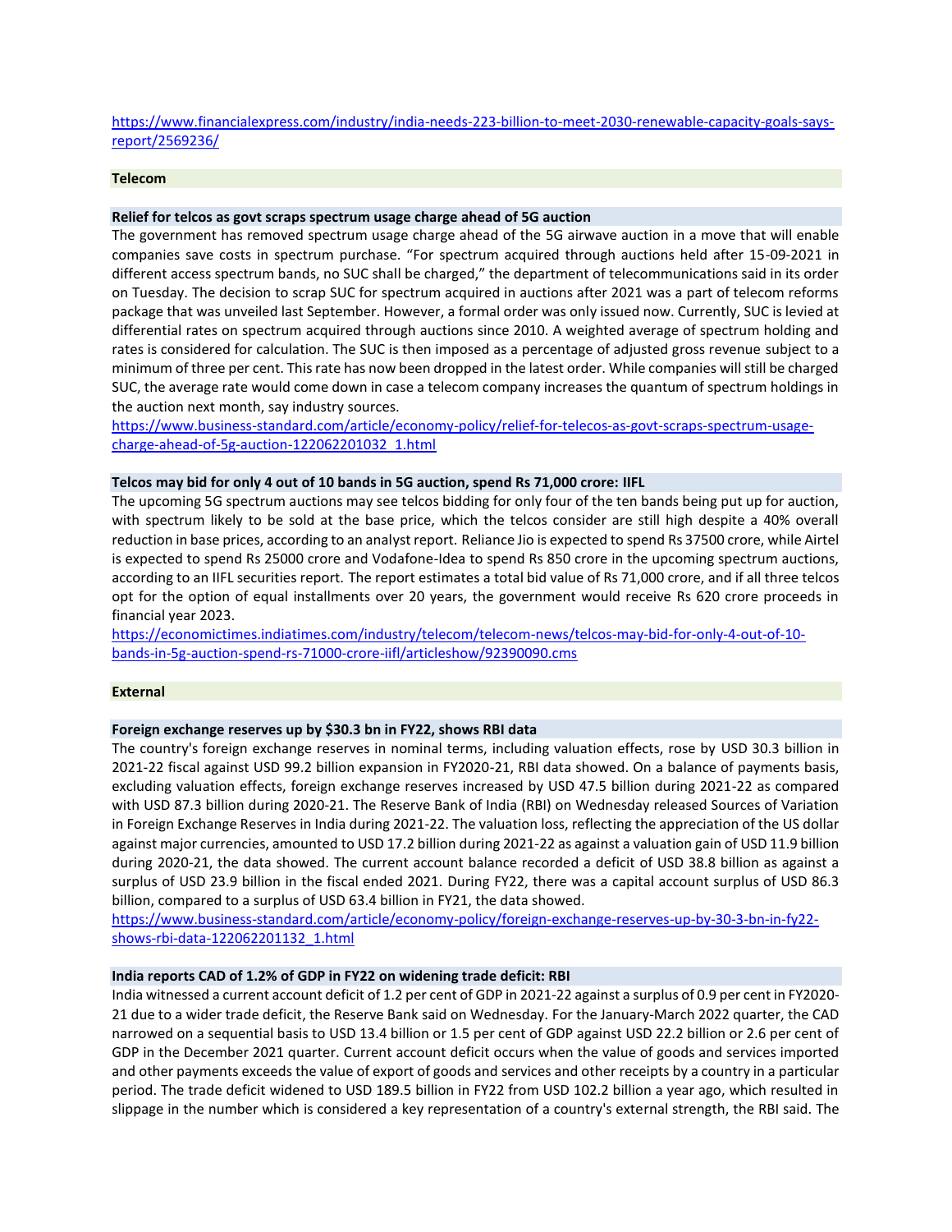https://www.financialexpress.com/industry/india-needs-223-billion-to-meet-2030-renewable-capacity-goals-says-report/2569236/

## Telecom

### Relief for telcos as govt scraps spectrum usage charge ahead of 5G auction

The government has removed spectrum usage charge ahead of the 5G airwave auction in a move that will enable companies save costs in spectrum purchase. "For spectrum acquired through auctions held after 15-09-2021 in different access spectrum bands, no SUC shall be charged," the department of telecommunications said in its order on Tuesday. The decision to scrap SUC for spectrum acquired in auctions after 2021 was a part of telecom reforms package that was unveiled last September. However, a formal order was only issued now. Currently, SUC is levied at differential rates on spectrum acquired through auctions since 2010. A weighted average of spectrum holding and rates is considered for calculation. The SUC is then imposed as a percentage of adjusted gross revenue subject to a minimum of three per cent. This rate has now been dropped in the latest order. While companies will still be charged SUC, the average rate would come down in case a telecom company increases the quantum of spectrum holdings in the auction next month, say industry sources.

https://www.business-standard.com/article/economy-policy/relief-for-telecos-as-govt-scraps-spectrum-usage-charge-ahead-of-5g-auction-122062201032_1.html

### Telcos may bid for only 4 out of 10 bands in 5G auction, spend Rs 71,000 crore: IIFL

The upcoming 5G spectrum auctions may see telcos bidding for only four of the ten bands being put up for auction, with spectrum likely to be sold at the base price, which the telcos consider are still high despite a 40% overall reduction in base prices, according to an analyst report. Reliance Jio is expected to spend Rs 37500 crore, while Airtel is expected to spend Rs 25000 crore and Vodafone-Idea to spend Rs 850 crore in the upcoming spectrum auctions, according to an IIFL securities report. The report estimates a total bid value of Rs 71,000 crore, and if all three telcos opt for the option of equal installments over 20 years, the government would receive Rs 620 crore proceeds in financial year 2023.

https://economictimes.indiatimes.com/industry/telecom/telecom-news/telcos-may-bid-for-only-4-out-of-10-bands-in-5g-auction-spend-rs-71000-crore-iifl/articleshow/92390090.cms

## External

### Foreign exchange reserves up by $30.3 bn in FY22, shows RBI data

The country's foreign exchange reserves in nominal terms, including valuation effects, rose by USD 30.3 billion in 2021-22 fiscal against USD 99.2 billion expansion in FY2020-21, RBI data showed. On a balance of payments basis, excluding valuation effects, foreign exchange reserves increased by USD 47.5 billion during 2021-22 as compared with USD 87.3 billion during 2020-21. The Reserve Bank of India (RBI) on Wednesday released Sources of Variation in Foreign Exchange Reserves in India during 2021-22. The valuation loss, reflecting the appreciation of the US dollar against major currencies, amounted to USD 17.2 billion during 2021-22 as against a valuation gain of USD 11.9 billion during 2020-21, the data showed. The current account balance recorded a deficit of USD 38.8 billion as against a surplus of USD 23.9 billion in the fiscal ended 2021. During FY22, there was a capital account surplus of USD 86.3 billion, compared to a surplus of USD 63.4 billion in FY21, the data showed.

https://www.business-standard.com/article/economy-policy/foreign-exchange-reserves-up-by-30-3-bn-in-fy22-shows-rbi-data-122062201132_1.html

### India reports CAD of 1.2% of GDP in FY22 on widening trade deficit: RBI

India witnessed a current account deficit of 1.2 per cent of GDP in 2021-22 against a surplus of 0.9 per cent in FY2020-21 due to a wider trade deficit, the Reserve Bank said on Wednesday. For the January-March 2022 quarter, the CAD narrowed on a sequential basis to USD 13.4 billion or 1.5 per cent of GDP against USD 22.2 billion or 2.6 per cent of GDP in the December 2021 quarter. Current account deficit occurs when the value of goods and services imported and other payments exceeds the value of export of goods and services and other receipts by a country in a particular period. The trade deficit widened to USD 189.5 billion in FY22 from USD 102.2 billion a year ago, which resulted in slippage in the number which is considered a key representation of a country's external strength, the RBI said. The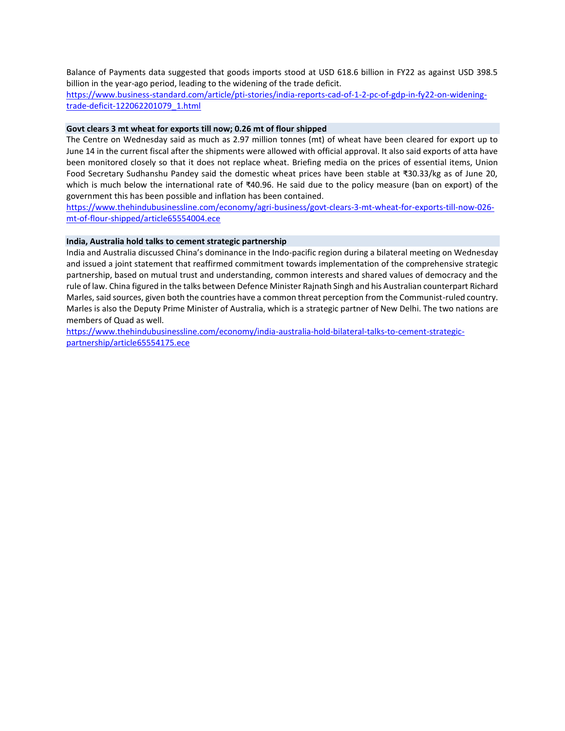Balance of Payments data suggested that goods imports stood at USD 618.6 billion in FY22 as against USD 398.5 billion in the year-ago period, leading to the widening of the trade deficit.
https://www.business-standard.com/article/pti-stories/india-reports-cad-of-1-2-pc-of-gdp-in-fy22-on-widening-trade-deficit-122062201079_1.html

**Govt clears 3 mt wheat for exports till now; 0.26 mt of flour shipped**

The Centre on Wednesday said as much as 2.97 million tonnes (mt) of wheat have been cleared for export up to June 14 in the current fiscal after the shipments were allowed with official approval. It also said exports of atta have been monitored closely so that it does not replace wheat. Briefing media on the prices of essential items, Union Food Secretary Sudhanshu Pandey said the domestic wheat prices have been stable at ₹30.33/kg as of June 20, which is much below the international rate of ₹40.96. He said due to the policy measure (ban on export) of the government this has been possible and inflation has been contained.
https://www.thehindubusinessline.com/economy/agri-business/govt-clears-3-mt-wheat-for-exports-till-now-026-mt-of-flour-shipped/article65554004.ece

**India, Australia hold talks to cement strategic partnership**

India and Australia discussed China's dominance in the Indo-pacific region during a bilateral meeting on Wednesday and issued a joint statement that reaffirmed commitment towards implementation of the comprehensive strategic partnership, based on mutual trust and understanding, common interests and shared values of democracy and the rule of law. China figured in the talks between Defence Minister Rajnath Singh and his Australian counterpart Richard Marles, said sources, given both the countries have a common threat perception from the Communist-ruled country. Marles is also the Deputy Prime Minister of Australia, which is a strategic partner of New Delhi. The two nations are members of Quad as well.
https://www.thehindubusinessline.com/economy/india-australia-hold-bilateral-talks-to-cement-strategic-partnership/article65554175.ece